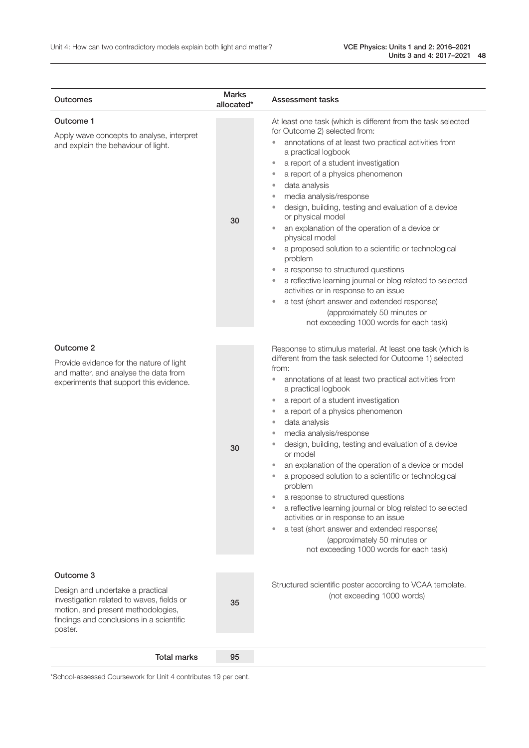| Outcomes | Marks allocated* | Assessment tasks |
|---|---|---|
| **Outcome 1**<br>Apply wave concepts to analyse, interpret and explain the behaviour of light. | 30 | At least one task (which is different from the task selected for Outcome 2) selected from:<br>• annotations of at least two practical activities from a practical logbook<br>• a report of a student investigation<br>• a report of a physics phenomenon<br>• data analysis<br>• media analysis/response<br>• design, building, testing and evaluation of a device or physical model<br>• an explanation of the operation of a device or physical model<br>• a proposed solution to a scientific or technological problem<br>• a response to structured questions<br>• a reflective learning journal or blog related to selected activities or in response to an issue<br>• a test (short answer and extended response)<br>(approximately 50 minutes or not exceeding 1000 words for each task) |
| **Outcome 2**<br>Provide evidence for the nature of light and matter, and analyse the data from experiments that support this evidence. | 30 | Response to stimulus material. At least one task (which is different from the task selected for Outcome 1) selected from:<br>• annotations of at least two practical activities from a practical logbook<br>• a report of a student investigation<br>• a report of a physics phenomenon<br>• data analysis<br>• media analysis/response<br>• design, building, testing and evaluation of a device or model<br>• an explanation of the operation of a device or model<br>• a proposed solution to a scientific or technological problem<br>• a response to structured questions<br>• a reflective learning journal or blog related to selected activities or in response to an issue<br>• a test (short answer and extended response)<br>(approximately 50 minutes or not exceeding 1000 words for each task) |
| **Outcome 3**<br>Design and undertake a practical investigation related to waves, fields or motion, and present methodologies, findings and conclusions in a scientific poster. | 35 | Structured scientific poster according to VCAA template.<br>(not exceeding 1000 words) |
| **Total marks** | 95 | |

*School-assessed Coursework for Unit 4 contributes 19 per cent.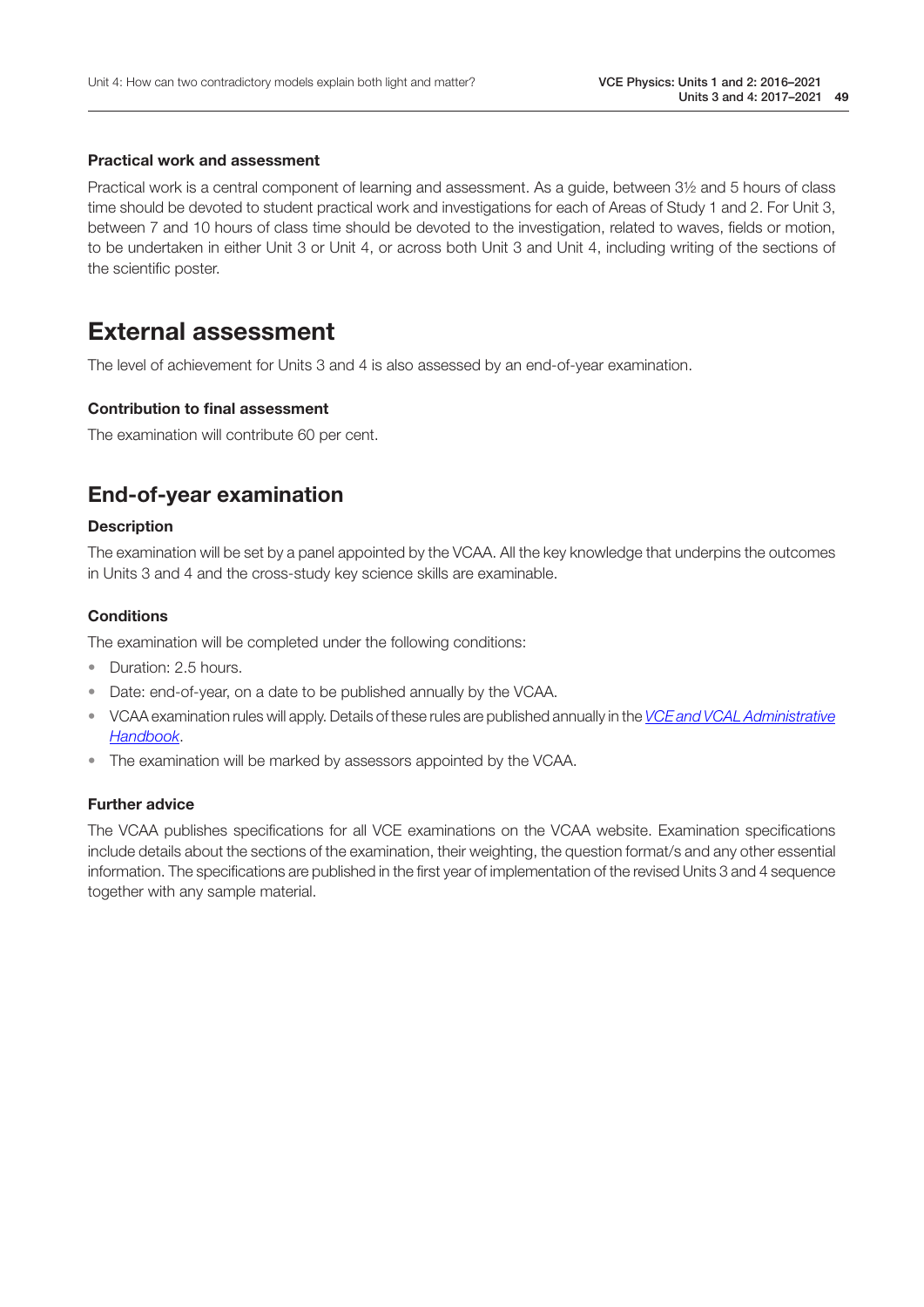### Practical work and assessment

Practical work is a central component of learning and assessment. As a guide, between 3½ and 5 hours of class time should be devoted to student practical work and investigations for each of Areas of Study 1 and 2. For Unit 3, between 7 and 10 hours of class time should be devoted to the investigation, related to waves, fields or motion, to be undertaken in either Unit 3 or Unit 4, or across both Unit 3 and Unit 4, including writing of the sections of the scientific poster.

# External assessment

The level of achievement for Units 3 and 4 is also assessed by an end-of-year examination.

### Contribution to final assessment

The examination will contribute 60 per cent.

## End-of-year examination

### Description

The examination will be set by a panel appointed by the VCAA. All the key knowledge that underpins the outcomes in Units 3 and 4 and the cross-study key science skills are examinable.

### Conditions

The examination will be completed under the following conditions:

- Duration: 2.5 hours.
- Date: end-of-year, on a date to be published annually by the VCAA.
- VCAA examination rules will apply. Details of these rules are published annually in the *VCE and VCAL Administrative Handbook*.
- The examination will be marked by assessors appointed by the VCAA.

### Further advice

The VCAA publishes specifications for all VCE examinations on the VCAA website. Examination specifications include details about the sections of the examination, their weighting, the question format/s and any other essential information. The specifications are published in the first year of implementation of the revised Units 3 and 4 sequence together with any sample material.